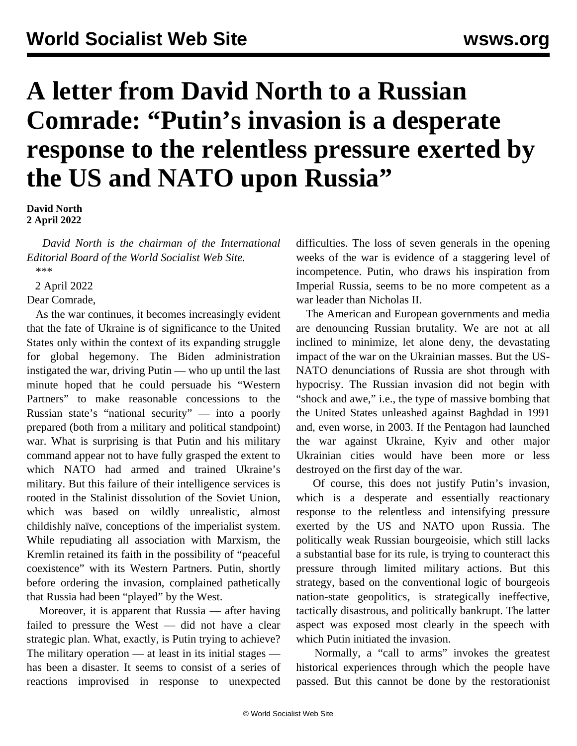# A letter from David North to a Russian Comrade: "Putin's invasion is a desperate response to the relentless pressure exerted by the US and NATO upon Russia"

**David North**
**2 April 2022**

*David North is the chairman of the International Editorial Board of the World Socialist Web Site.*

\*\*\*

2 April 2022

Dear Comrade,

As the war continues, it becomes increasingly evident that the fate of Ukraine is of significance to the United States only within the context of its expanding struggle for global hegemony. The Biden administration instigated the war, driving Putin — who up until the last minute hoped that he could persuade his "Western Partners" to make reasonable concessions to the Russian state's "national security" — into a poorly prepared (both from a military and political standpoint) war. What is surprising is that Putin and his military command appear not to have fully grasped the extent to which NATO had armed and trained Ukraine's military. But this failure of their intelligence services is rooted in the Stalinist dissolution of the Soviet Union, which was based on wildly unrealistic, almost childishly naïve, conceptions of the imperialist system. While repudiating all association with Marxism, the Kremlin retained its faith in the possibility of "peaceful coexistence" with its Western Partners. Putin, shortly before ordering the invasion, complained pathetically that Russia had been "played" by the West.

Moreover, it is apparent that Russia — after having failed to pressure the West — did not have a clear strategic plan. What, exactly, is Putin trying to achieve? The military operation — at least in its initial stages — has been a disaster. It seems to consist of a series of reactions improvised in response to unexpected difficulties. The loss of seven generals in the opening weeks of the war is evidence of a staggering level of incompetence. Putin, who draws his inspiration from Imperial Russia, seems to be no more competent as a war leader than Nicholas II.

The American and European governments and media are denouncing Russian brutality. We are not at all inclined to minimize, let alone deny, the devastating impact of the war on the Ukrainian masses. But the US-NATO denunciations of Russia are shot through with hypocrisy. The Russian invasion did not begin with "shock and awe," i.e., the type of massive bombing that the United States unleashed against Baghdad in 1991 and, even worse, in 2003. If the Pentagon had launched the war against Ukraine, Kyiv and other major Ukrainian cities would have been more or less destroyed on the first day of the war.

Of course, this does not justify Putin's invasion, which is a desperate and essentially reactionary response to the relentless and intensifying pressure exerted by the US and NATO upon Russia. The politically weak Russian bourgeoisie, which still lacks a substantial base for its rule, is trying to counteract this pressure through limited military actions. But this strategy, based on the conventional logic of bourgeois nation-state geopolitics, is strategically ineffective, tactically disastrous, and politically bankrupt. The latter aspect was exposed most clearly in the speech with which Putin initiated the invasion.

Normally, a "call to arms" invokes the greatest historical experiences through which the people have passed. But this cannot be done by the restorationist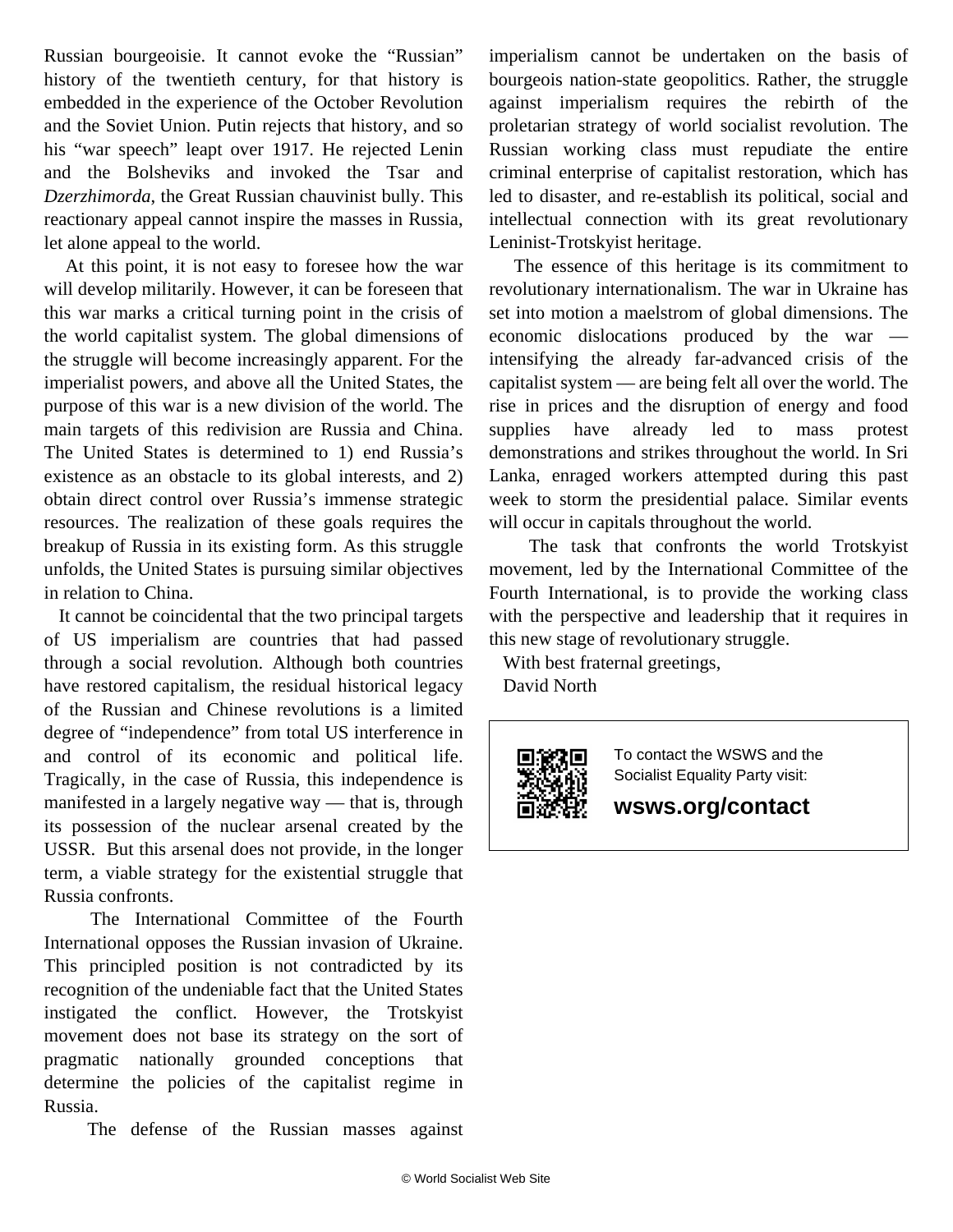Russian bourgeoisie. It cannot evoke the "Russian" history of the twentieth century, for that history is embedded in the experience of the October Revolution and the Soviet Union. Putin rejects that history, and so his "war speech" leapt over 1917. He rejected Lenin and the Bolsheviks and invoked the Tsar and *Dzerzhimorda*, the Great Russian chauvinist bully. This reactionary appeal cannot inspire the masses in Russia, let alone appeal to the world.

At this point, it is not easy to foresee how the war will develop militarily. However, it can be foreseen that this war marks a critical turning point in the crisis of the world capitalist system. The global dimensions of the struggle will become increasingly apparent. For the imperialist powers, and above all the United States, the purpose of this war is a new division of the world. The main targets of this redivision are Russia and China. The United States is determined to 1) end Russia's existence as an obstacle to its global interests, and 2) obtain direct control over Russia's immense strategic resources. The realization of these goals requires the breakup of Russia in its existing form. As this struggle unfolds, the United States is pursuing similar objectives in relation to China.

It cannot be coincidental that the two principal targets of US imperialism are countries that had passed through a social revolution. Although both countries have restored capitalism, the residual historical legacy of the Russian and Chinese revolutions is a limited degree of "independence" from total US interference in and control of its economic and political life. Tragically, in the case of Russia, this independence is manifested in a largely negative way — that is, through its possession of the nuclear arsenal created by the USSR. But this arsenal does not provide, in the longer term, a viable strategy for the existential struggle that Russia confronts.

The International Committee of the Fourth International opposes the Russian invasion of Ukraine. This principled position is not contradicted by its recognition of the undeniable fact that the United States instigated the conflict. However, the Trotskyist movement does not base its strategy on the sort of pragmatic nationally grounded conceptions that determine the policies of the capitalist regime in Russia.

The defense of the Russian masses against imperialism cannot be undertaken on the basis of bourgeois nation-state geopolitics. Rather, the struggle against imperialism requires the rebirth of the proletarian strategy of world socialist revolution. The Russian working class must repudiate the entire criminal enterprise of capitalist restoration, which has led to disaster, and re-establish its political, social and intellectual connection with its great revolutionary Leninist-Trotskyist heritage.

The essence of this heritage is its commitment to revolutionary internationalism. The war in Ukraine has set into motion a maelstrom of global dimensions. The economic dislocations produced by the war — intensifying the already far-advanced crisis of the capitalist system — are being felt all over the world. The rise in prices and the disruption of energy and food supplies have already led to mass protest demonstrations and strikes throughout the world. In Sri Lanka, enraged workers attempted during this past week to storm the presidential palace. Similar events will occur in capitals throughout the world.

The task that confronts the world Trotskyist movement, led by the International Committee of the Fourth International, is to provide the working class with the perspective and leadership that it requires in this new stage of revolutionary struggle.

With best fraternal greetings,
David North

To contact the WSWS and the Socialist Equality Party visit:

**wsws.org/contact**